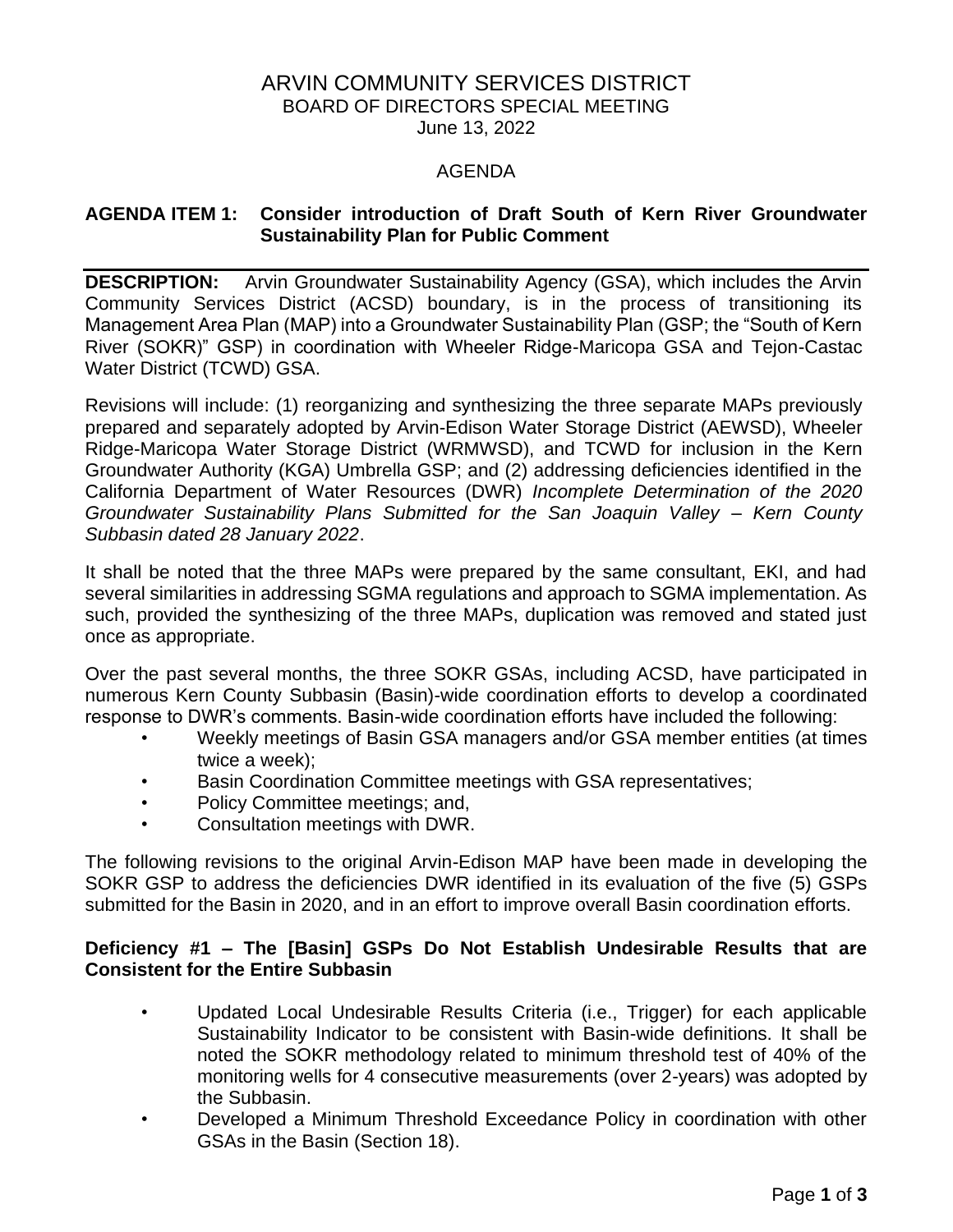# ARVIN COMMUNITY SERVICES DISTRICT

BOARD OF DIRECTORS SPECIAL MEETING
June 13, 2022

AGENDA

**AGENDA ITEM 1: Consider introduction of Draft South of Kern River Groundwater Sustainability Plan for Public Comment**

**DESCRIPTION:** Arvin Groundwater Sustainability Agency (GSA), which includes the Arvin Community Services District (ACSD) boundary, is in the process of transitioning its Management Area Plan (MAP) into a Groundwater Sustainability Plan (GSP; the "South of Kern River (SOKR)" GSP) in coordination with Wheeler Ridge-Maricopa GSA and Tejon-Castac Water District (TCWD) GSA.

Revisions will include: (1) reorganizing and synthesizing the three separate MAPs previously prepared and separately adopted by Arvin-Edison Water Storage District (AEWSD), Wheeler Ridge-Maricopa Water Storage District (WRMWSD), and TCWD for inclusion in the Kern Groundwater Authority (KGA) Umbrella GSP; and (2) addressing deficiencies identified in the California Department of Water Resources (DWR) *Incomplete Determination of the 2020 Groundwater Sustainability Plans Submitted for the San Joaquin Valley – Kern County Subbasin dated 28 January 2022*.

It shall be noted that the three MAPs were prepared by the same consultant, EKI, and had several similarities in addressing SGMA regulations and approach to SGMA implementation. As such, provided the synthesizing of the three MAPs, duplication was removed and stated just once as appropriate.

Over the past several months, the three SOKR GSAs, including ACSD, have participated in numerous Kern County Subbasin (Basin)-wide coordination efforts to develop a coordinated response to DWR's comments. Basin-wide coordination efforts have included the following:

- Weekly meetings of Basin GSA managers and/or GSA member entities (at times twice a week);
- Basin Coordination Committee meetings with GSA representatives;
- Policy Committee meetings; and,
- Consultation meetings with DWR.

The following revisions to the original Arvin-Edison MAP have been made in developing the SOKR GSP to address the deficiencies DWR identified in its evaluation of the five (5) GSPs submitted for the Basin in 2020, and in an effort to improve overall Basin coordination efforts.

**Deficiency #1 – The [Basin] GSPs Do Not Establish Undesirable Results that are Consistent for the Entire Subbasin**

- Updated Local Undesirable Results Criteria (i.e., Trigger) for each applicable Sustainability Indicator to be consistent with Basin-wide definitions. It shall be noted the SOKR methodology related to minimum threshold test of 40% of the monitoring wells for 4 consecutive measurements (over 2-years) was adopted by the Subbasin.
- Developed a Minimum Threshold Exceedance Policy in coordination with other GSAs in the Basin (Section 18).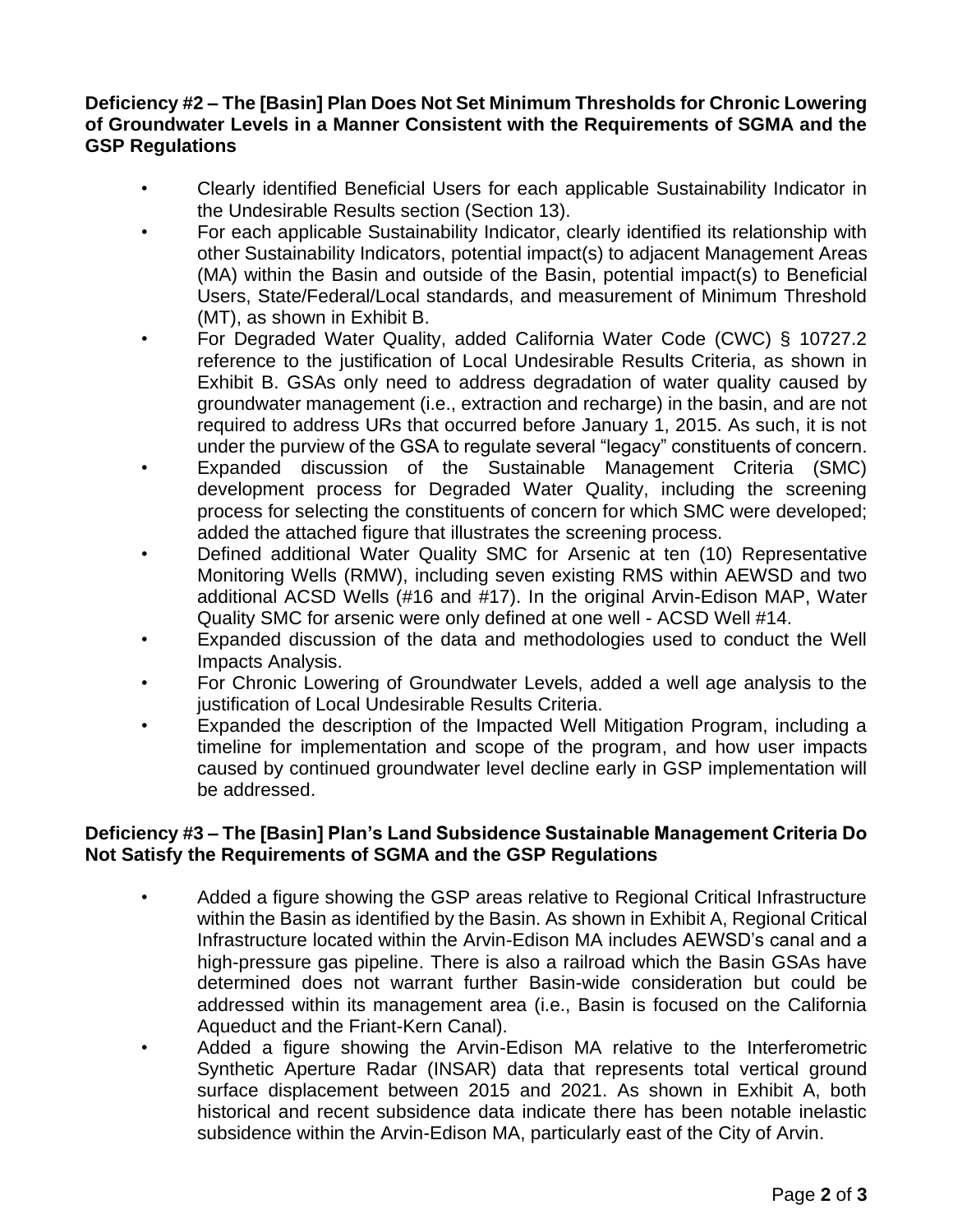**Deficiency #2 – The [Basin] Plan Does Not Set Minimum Thresholds for Chronic Lowering of Groundwater Levels in a Manner Consistent with the Requirements of SGMA and the GSP Regulations**

- Clearly identified Beneficial Users for each applicable Sustainability Indicator in the Undesirable Results section (Section 13).
- For each applicable Sustainability Indicator, clearly identified its relationship with other Sustainability Indicators, potential impact(s) to adjacent Management Areas (MA) within the Basin and outside of the Basin, potential impact(s) to Beneficial Users, State/Federal/Local standards, and measurement of Minimum Threshold (MT), as shown in Exhibit B.
- For Degraded Water Quality, added California Water Code (CWC) § 10727.2 reference to the justification of Local Undesirable Results Criteria, as shown in Exhibit B. GSAs only need to address degradation of water quality caused by groundwater management (i.e., extraction and recharge) in the basin, and are not required to address URs that occurred before January 1, 2015. As such, it is not under the purview of the GSA to regulate several "legacy" constituents of concern.
- Expanded discussion of the Sustainable Management Criteria (SMC) development process for Degraded Water Quality, including the screening process for selecting the constituents of concern for which SMC were developed; added the attached figure that illustrates the screening process.
- Defined additional Water Quality SMC for Arsenic at ten (10) Representative Monitoring Wells (RMW), including seven existing RMS within AEWSD and two additional ACSD Wells (#16 and #17). In the original Arvin-Edison MAP, Water Quality SMC for arsenic were only defined at one well - ACSD Well #14.
- Expanded discussion of the data and methodologies used to conduct the Well Impacts Analysis.
- For Chronic Lowering of Groundwater Levels, added a well age analysis to the justification of Local Undesirable Results Criteria.
- Expanded the description of the Impacted Well Mitigation Program, including a timeline for implementation and scope of the program, and how user impacts caused by continued groundwater level decline early in GSP implementation will be addressed.

**Deficiency #3 – The [Basin] Plan's Land Subsidence Sustainable Management Criteria Do Not Satisfy the Requirements of SGMA and the GSP Regulations**

- Added a figure showing the GSP areas relative to Regional Critical Infrastructure within the Basin as identified by the Basin. As shown in Exhibit A, Regional Critical Infrastructure located within the Arvin-Edison MA includes AEWSD's canal and a high-pressure gas pipeline. There is also a railroad which the Basin GSAs have determined does not warrant further Basin-wide consideration but could be addressed within its management area (i.e., Basin is focused on the California Aqueduct and the Friant-Kern Canal).
- Added a figure showing the Arvin-Edison MA relative to the Interferometric Synthetic Aperture Radar (INSAR) data that represents total vertical ground surface displacement between 2015 and 2021. As shown in Exhibit A, both historical and recent subsidence data indicate there has been notable inelastic subsidence within the Arvin-Edison MA, particularly east of the City of Arvin.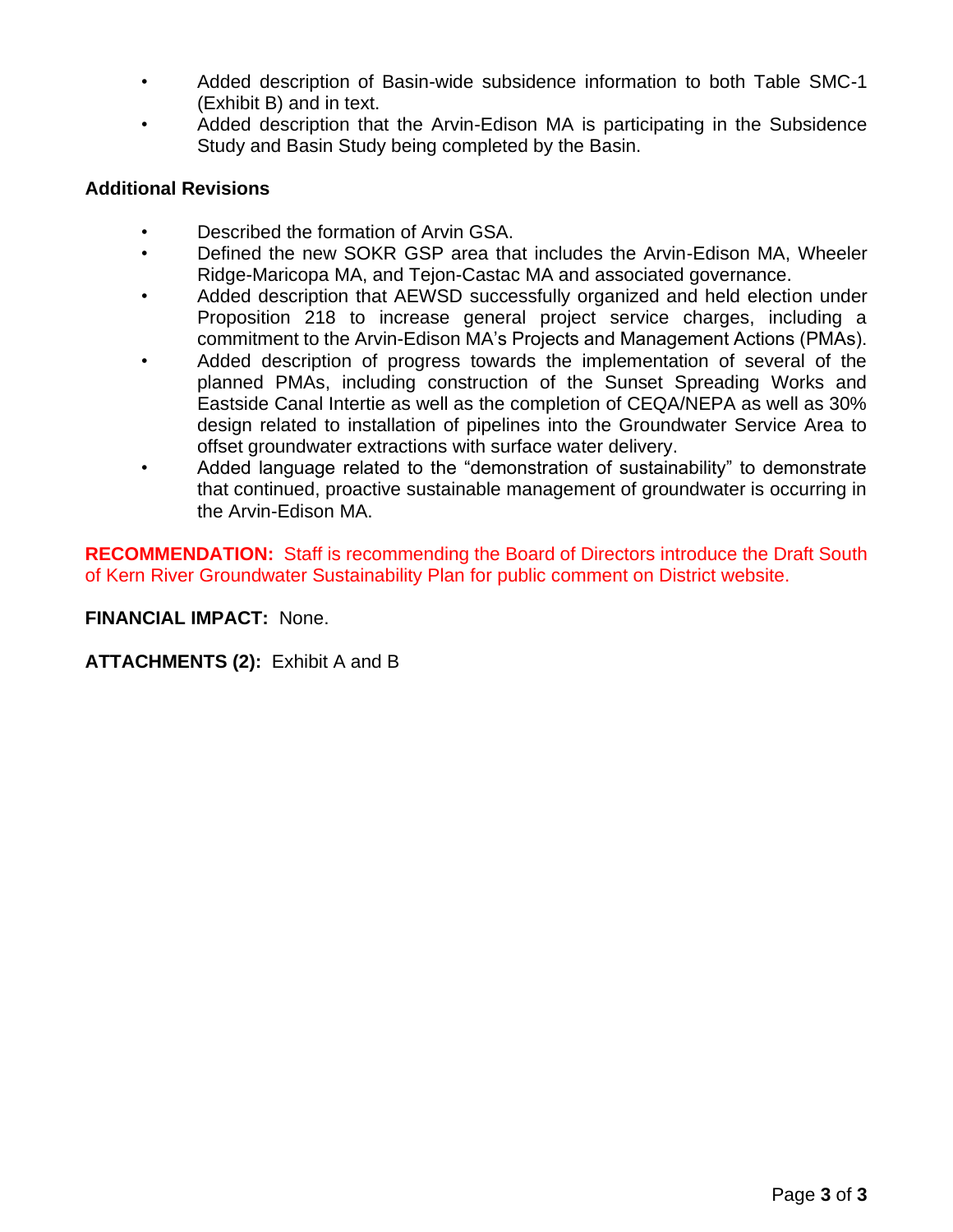- Added description of Basin-wide subsidence information to both Table SMC-1 (Exhibit B) and in text.
- Added description that the Arvin-Edison MA is participating in the Subsidence Study and Basin Study being completed by the Basin.

**Additional Revisions**

- Described the formation of Arvin GSA.
- Defined the new SOKR GSP area that includes the Arvin-Edison MA, Wheeler Ridge-Maricopa MA, and Tejon-Castac MA and associated governance.
- Added description that AEWSD successfully organized and held election under Proposition 218 to increase general project service charges, including a commitment to the Arvin-Edison MA's Projects and Management Actions (PMAs).
- Added description of progress towards the implementation of several of the planned PMAs, including construction of the Sunset Spreading Works and Eastside Canal Intertie as well as the completion of CEQA/NEPA as well as 30% design related to installation of pipelines into the Groundwater Service Area to offset groundwater extractions with surface water delivery.
- Added language related to the "demonstration of sustainability" to demonstrate that continued, proactive sustainable management of groundwater is occurring in the Arvin-Edison MA.

**RECOMMENDATION:** Staff is recommending the Board of Directors introduce the Draft South of Kern River Groundwater Sustainability Plan for public comment on District website.

**FINANCIAL IMPACT:** None.

**ATTACHMENTS (2):** Exhibit A and B